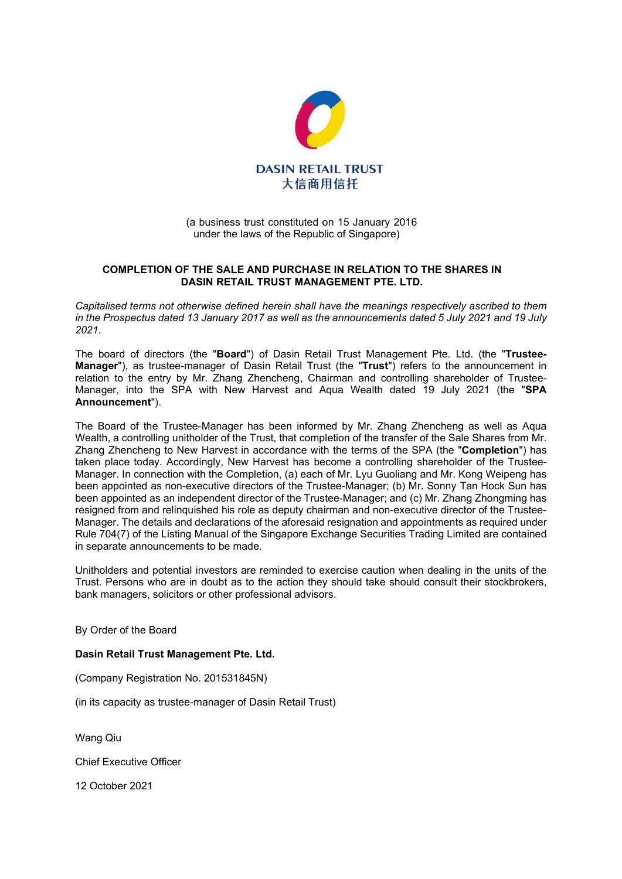DASIN RETAIL TRUST
大信商用信托

(a business trust constituted on 15 January 2016
under the laws of the Republic of Singapore)

## COMPLETION OF THE SALE AND PURCHASE IN RELATION TO THE SHARES IN DASIN RETAIL TRUST MANAGEMENT PTE. LTD.

*Capitalised terms not otherwise defined herein shall have the meanings respectively ascribed to them in the Prospectus dated 13 January 2017 as well as the announcements dated 5 July 2021 and 19 July 2021.*

The board of directors (the "**Board**") of Dasin Retail Trust Management Pte. Ltd. (the "**Trustee-Manager**"), as trustee-manager of Dasin Retail Trust (the "**Trust**") refers to the announcement in relation to the entry by Mr. Zhang Zhencheng, Chairman and controlling shareholder of Trustee-Manager, into the SPA with New Harvest and Aqua Wealth dated 19 July 2021 (the "**SPA Announcement**").

The Board of the Trustee-Manager has been informed by Mr. Zhang Zhencheng as well as Aqua Wealth, a controlling unitholder of the Trust, that completion of the transfer of the Sale Shares from Mr. Zhang Zhencheng to New Harvest in accordance with the terms of the SPA (the "**Completion**") has taken place today. Accordingly, New Harvest has become a controlling shareholder of the Trustee-Manager. In connection with the Completion, (a) each of Mr. Lyu Guoliang and Mr. Kong Weipeng has been appointed as non-executive directors of the Trustee-Manager; (b) Mr. Sonny Tan Hock Sun has been appointed as an independent director of the Trustee-Manager; and (c) Mr. Zhang Zhongming has resigned from and relinquished his role as deputy chairman and non-executive director of the Trustee-Manager. The details and declarations of the aforesaid resignation and appointments as required under Rule 704(7) of the Listing Manual of the Singapore Exchange Securities Trading Limited are contained in separate announcements to be made.

Unitholders and potential investors are reminded to exercise caution when dealing in the units of the Trust. Persons who are in doubt as to the action they should take should consult their stockbrokers, bank managers, solicitors or other professional advisors.

By Order of the Board

**Dasin Retail Trust Management Pte. Ltd.**

(Company Registration No. 201531845N)

(in its capacity as trustee-manager of Dasin Retail Trust)

Wang Qiu

Chief Executive Officer

12 October 2021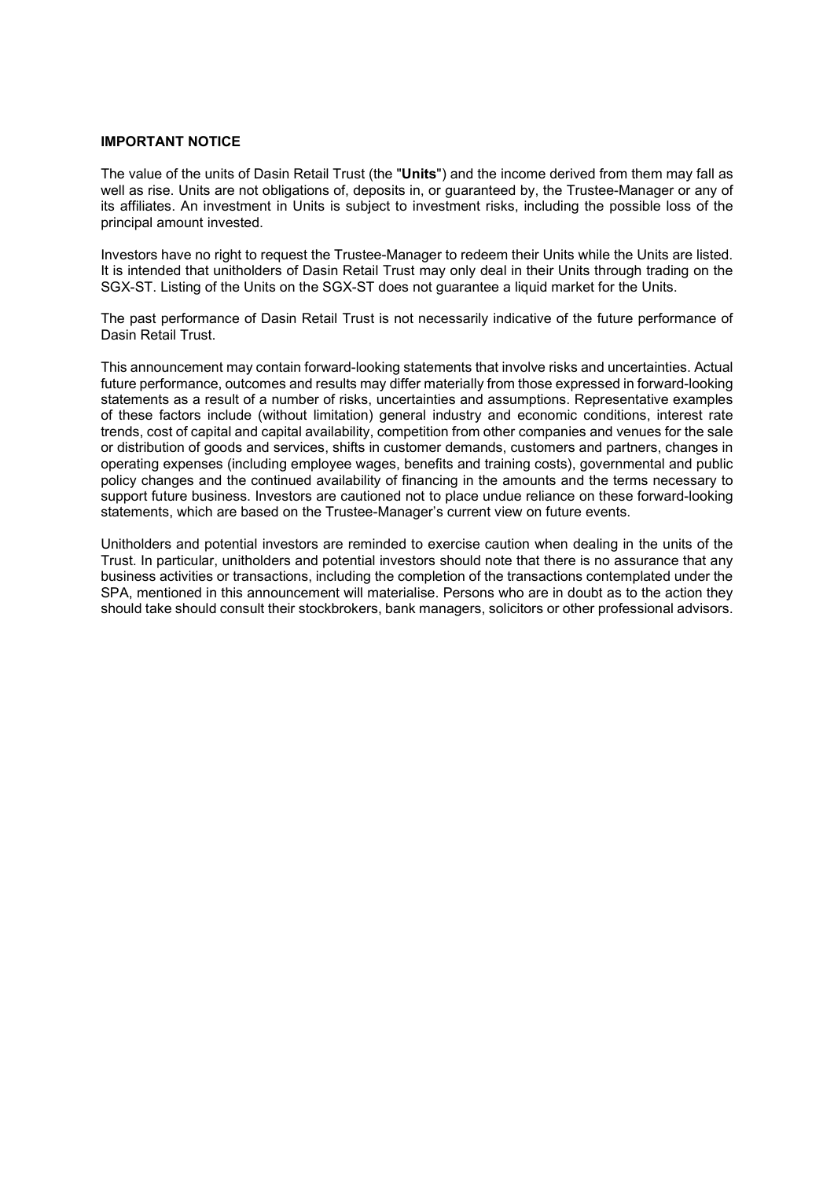**IMPORTANT NOTICE**

The value of the units of Dasin Retail Trust (the "**Units**") and the income derived from them may fall as well as rise. Units are not obligations of, deposits in, or guaranteed by, the Trustee-Manager or any of its affiliates. An investment in Units is subject to investment risks, including the possible loss of the principal amount invested.

Investors have no right to request the Trustee-Manager to redeem their Units while the Units are listed. It is intended that unitholders of Dasin Retail Trust may only deal in their Units through trading on the SGX-ST. Listing of the Units on the SGX-ST does not guarantee a liquid market for the Units.

The past performance of Dasin Retail Trust is not necessarily indicative of the future performance of Dasin Retail Trust.

This announcement may contain forward-looking statements that involve risks and uncertainties. Actual future performance, outcomes and results may differ materially from those expressed in forward-looking statements as a result of a number of risks, uncertainties and assumptions. Representative examples of these factors include (without limitation) general industry and economic conditions, interest rate trends, cost of capital and capital availability, competition from other companies and venues for the sale or distribution of goods and services, shifts in customer demands, customers and partners, changes in operating expenses (including employee wages, benefits and training costs), governmental and public policy changes and the continued availability of financing in the amounts and the terms necessary to support future business. Investors are cautioned not to place undue reliance on these forward-looking statements, which are based on the Trustee-Manager's current view on future events.

Unitholders and potential investors are reminded to exercise caution when dealing in the units of the Trust. In particular, unitholders and potential investors should note that there is no assurance that any business activities or transactions, including the completion of the transactions contemplated under the SPA, mentioned in this announcement will materialise. Persons who are in doubt as to the action they should take should consult their stockbrokers, bank managers, solicitors or other professional advisors.